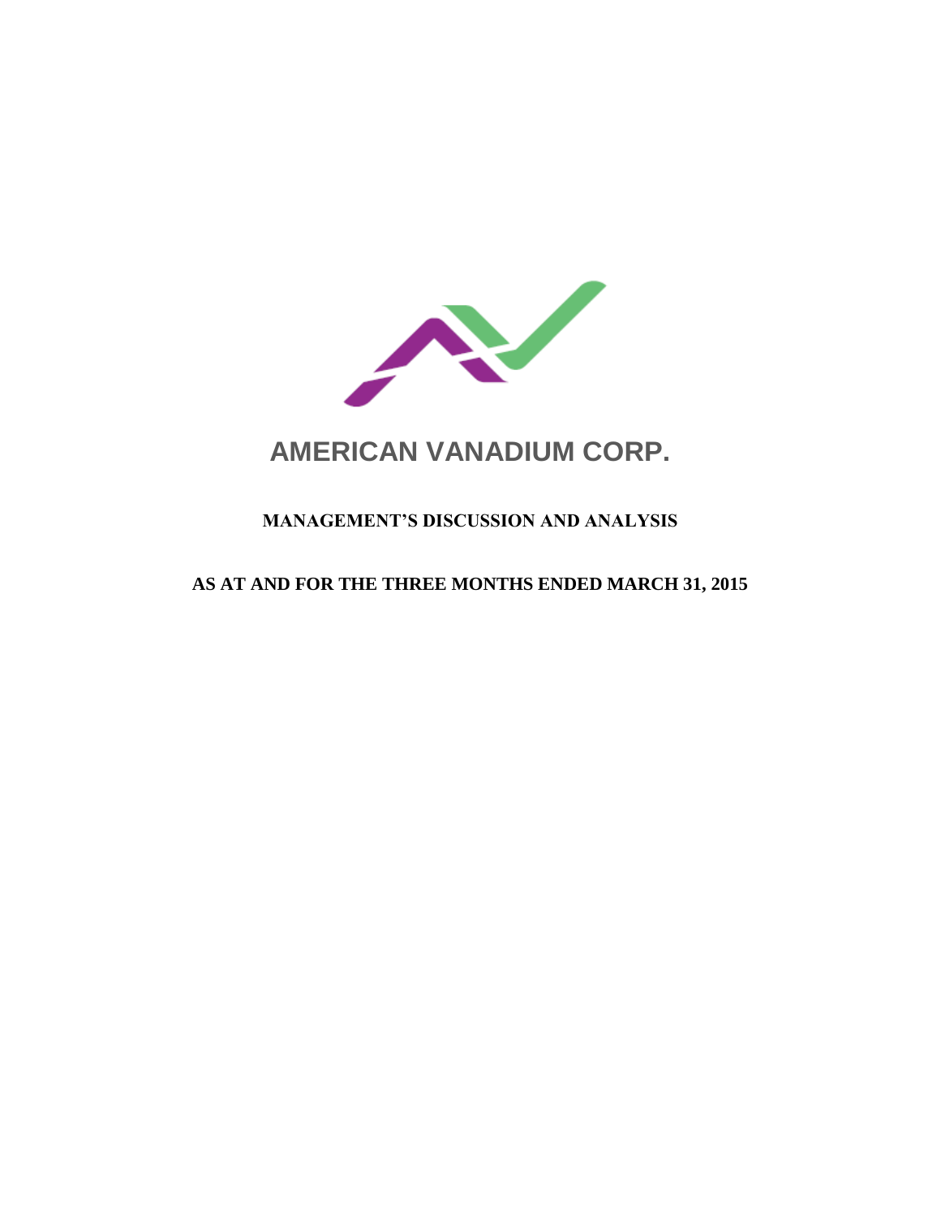# AMERICAN VANADIUM CORP.

## MANAGEMENT'S DISCUSSION AND ANALYSIS

## AS AT AND FOR THE THREE MONTHS ENDED MARCH 31, 2015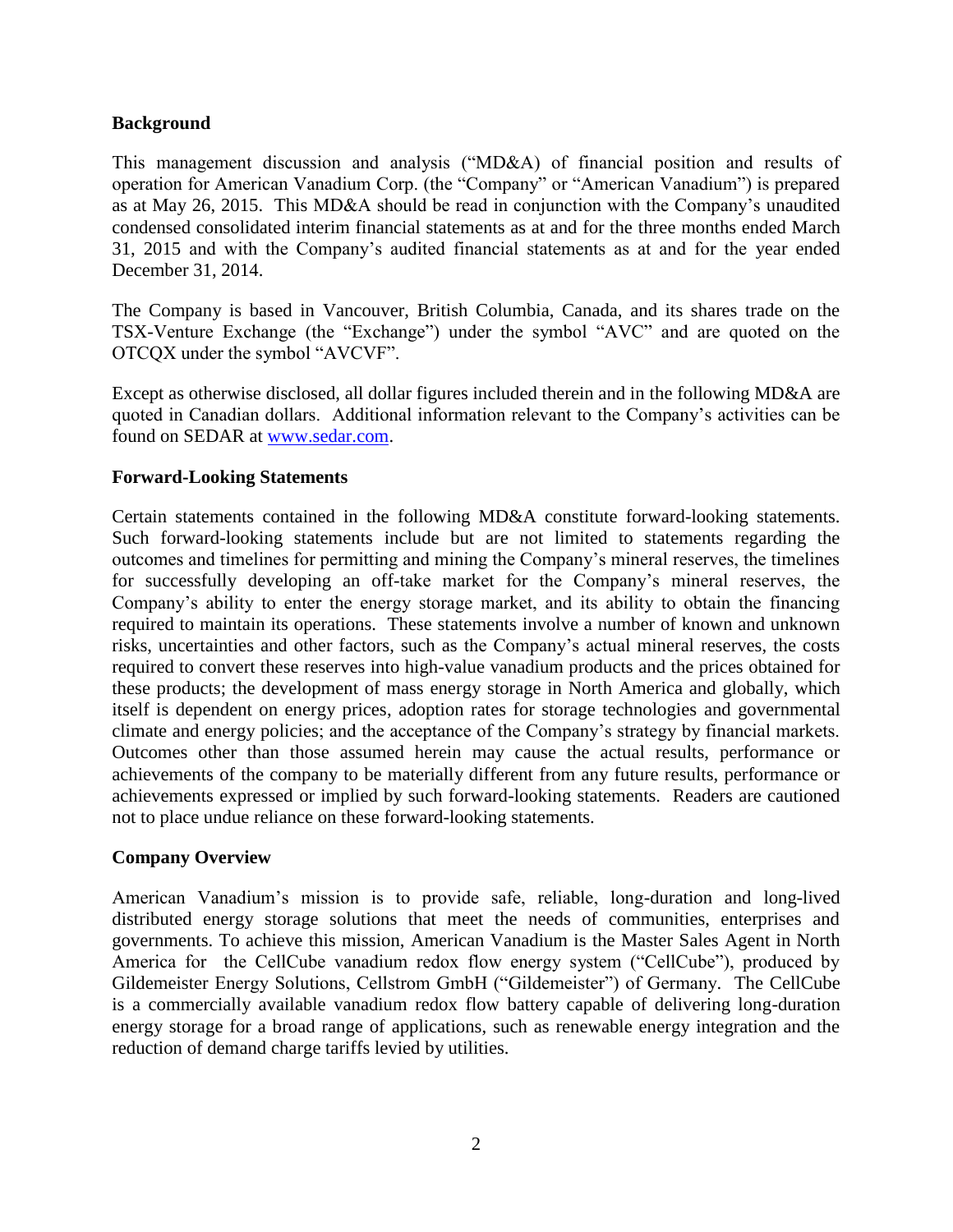## Background

This management discussion and analysis ("MD&A) of financial position and results of operation for American Vanadium Corp. (the "Company" or "American Vanadium") is prepared as at May 26, 2015. This MD&A should be read in conjunction with the Company's unaudited condensed consolidated interim financial statements as at and for the three months ended March 31, 2015 and with the Company's audited financial statements as at and for the year ended December 31, 2014.

The Company is based in Vancouver, British Columbia, Canada, and its shares trade on the TSX-Venture Exchange (the "Exchange") under the symbol "AVC" and are quoted on the OTCQX under the symbol "AVCVF".

Except as otherwise disclosed, all dollar figures included therein and in the following MD&A are quoted in Canadian dollars. Additional information relevant to the Company's activities can be found on SEDAR at www.sedar.com.

## Forward-Looking Statements

Certain statements contained in the following MD&A constitute forward-looking statements. Such forward-looking statements include but are not limited to statements regarding the outcomes and timelines for permitting and mining the Company's mineral reserves, the timelines for successfully developing an off-take market for the Company's mineral reserves, the Company's ability to enter the energy storage market, and its ability to obtain the financing required to maintain its operations. These statements involve a number of known and unknown risks, uncertainties and other factors, such as the Company's actual mineral reserves, the costs required to convert these reserves into high-value vanadium products and the prices obtained for these products; the development of mass energy storage in North America and globally, which itself is dependent on energy prices, adoption rates for storage technologies and governmental climate and energy policies; and the acceptance of the Company's strategy by financial markets. Outcomes other than those assumed herein may cause the actual results, performance or achievements of the company to be materially different from any future results, performance or achievements expressed or implied by such forward-looking statements. Readers are cautioned not to place undue reliance on these forward-looking statements.

## Company Overview

American Vanadium's mission is to provide safe, reliable, long-duration and long-lived distributed energy storage solutions that meet the needs of communities, enterprises and governments. To achieve this mission, American Vanadium is the Master Sales Agent in North America for the CellCube vanadium redox flow energy system ("CellCube"), produced by Gildemeister Energy Solutions, Cellstrom GmbH ("Gildemeister") of Germany. The CellCube is a commercially available vanadium redox flow battery capable of delivering long-duration energy storage for a broad range of applications, such as renewable energy integration and the reduction of demand charge tariffs levied by utilities.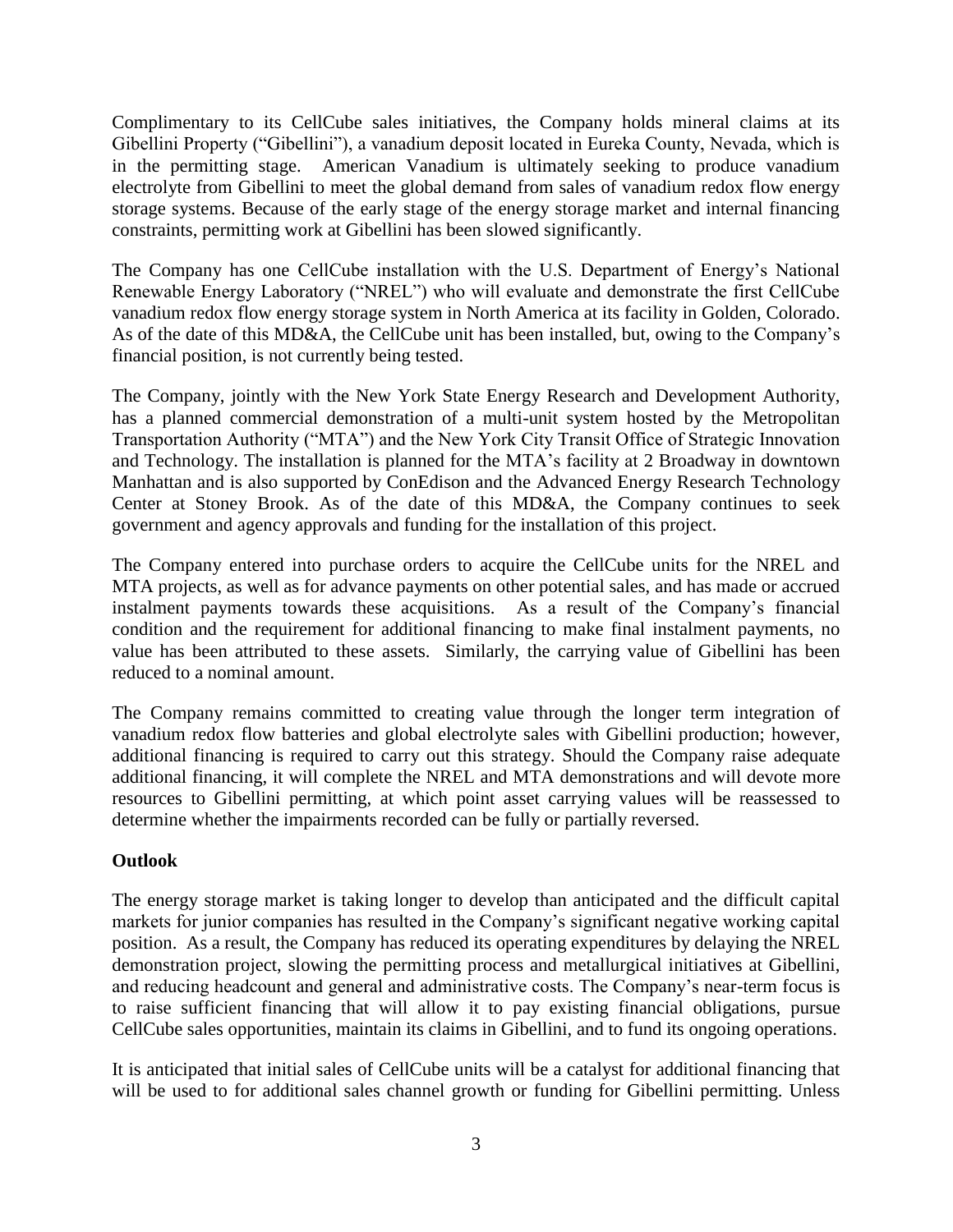Complimentary to its CellCube sales initiatives, the Company holds mineral claims at its Gibellini Property ("Gibellini"), a vanadium deposit located in Eureka County, Nevada, which is in the permitting stage. American Vanadium is ultimately seeking to produce vanadium electrolyte from Gibellini to meet the global demand from sales of vanadium redox flow energy storage systems. Because of the early stage of the energy storage market and internal financing constraints, permitting work at Gibellini has been slowed significantly.

The Company has one CellCube installation with the U.S. Department of Energy's National Renewable Energy Laboratory ("NREL") who will evaluate and demonstrate the first CellCube vanadium redox flow energy storage system in North America at its facility in Golden, Colorado. As of the date of this MD&A, the CellCube unit has been installed, but, owing to the Company's financial position, is not currently being tested.

The Company, jointly with the New York State Energy Research and Development Authority, has a planned commercial demonstration of a multi-unit system hosted by the Metropolitan Transportation Authority ("MTA") and the New York City Transit Office of Strategic Innovation and Technology. The installation is planned for the MTA's facility at 2 Broadway in downtown Manhattan and is also supported by ConEdison and the Advanced Energy Research Technology Center at Stoney Brook. As of the date of this MD&A, the Company continues to seek government and agency approvals and funding for the installation of this project.

The Company entered into purchase orders to acquire the CellCube units for the NREL and MTA projects, as well as for advance payments on other potential sales, and has made or accrued instalment payments towards these acquisitions. As a result of the Company's financial condition and the requirement for additional financing to make final instalment payments, no value has been attributed to these assets. Similarly, the carrying value of Gibellini has been reduced to a nominal amount.

The Company remains committed to creating value through the longer term integration of vanadium redox flow batteries and global electrolyte sales with Gibellini production; however, additional financing is required to carry out this strategy. Should the Company raise adequate additional financing, it will complete the NREL and MTA demonstrations and will devote more resources to Gibellini permitting, at which point asset carrying values will be reassessed to determine whether the impairments recorded can be fully or partially reversed.

**Outlook**

The energy storage market is taking longer to develop than anticipated and the difficult capital markets for junior companies has resulted in the Company's significant negative working capital position. As a result, the Company has reduced its operating expenditures by delaying the NREL demonstration project, slowing the permitting process and metallurgical initiatives at Gibellini, and reducing headcount and general and administrative costs. The Company's near-term focus is to raise sufficient financing that will allow it to pay existing financial obligations, pursue CellCube sales opportunities, maintain its claims in Gibellini, and to fund its ongoing operations.

It is anticipated that initial sales of CellCube units will be a catalyst for additional financing that will be used to for additional sales channel growth or funding for Gibellini permitting. Unless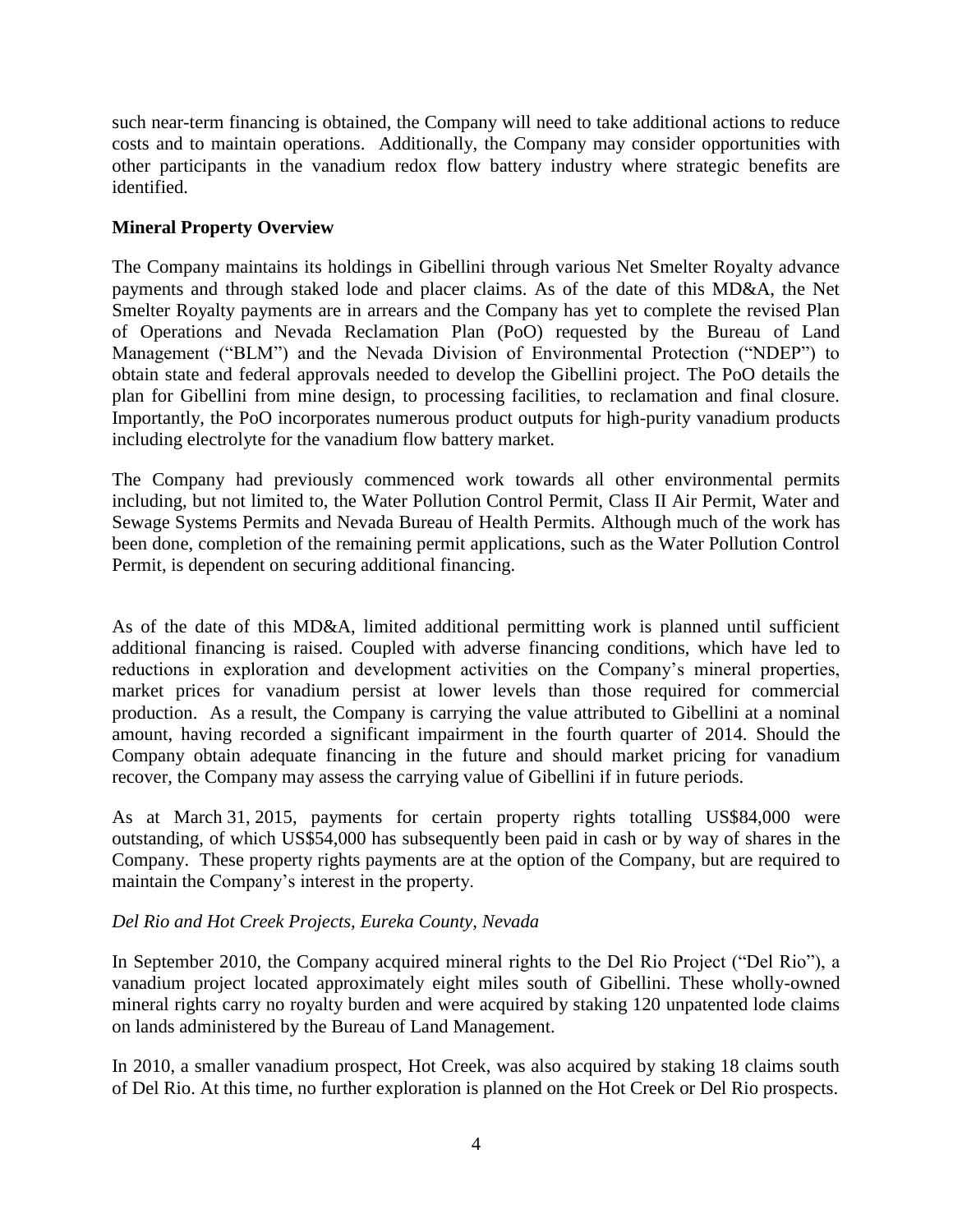such near-term financing is obtained, the Company will need to take additional actions to reduce costs and to maintain operations. Additionally, the Company may consider opportunities with other participants in the vanadium redox flow battery industry where strategic benefits are identified.

**Mineral Property Overview**

The Company maintains its holdings in Gibellini through various Net Smelter Royalty advance payments and through staked lode and placer claims. As of the date of this MD&A, the Net Smelter Royalty payments are in arrears and the Company has yet to complete the revised Plan of Operations and Nevada Reclamation Plan (PoO) requested by the Bureau of Land Management ("BLM") and the Nevada Division of Environmental Protection ("NDEP") to obtain state and federal approvals needed to develop the Gibellini project. The PoO details the plan for Gibellini from mine design, to processing facilities, to reclamation and final closure. Importantly, the PoO incorporates numerous product outputs for high-purity vanadium products including electrolyte for the vanadium flow battery market.

The Company had previously commenced work towards all other environmental permits including, but not limited to, the Water Pollution Control Permit, Class II Air Permit, Water and Sewage Systems Permits and Nevada Bureau of Health Permits. Although much of the work has been done, completion of the remaining permit applications, such as the Water Pollution Control Permit, is dependent on securing additional financing.

As of the date of this MD&A, limited additional permitting work is planned until sufficient additional financing is raised. Coupled with adverse financing conditions, which have led to reductions in exploration and development activities on the Company's mineral properties, market prices for vanadium persist at lower levels than those required for commercial production. As a result, the Company is carrying the value attributed to Gibellini at a nominal amount, having recorded a significant impairment in the fourth quarter of 2014. Should the Company obtain adequate financing in the future and should market pricing for vanadium recover, the Company may assess the carrying value of Gibellini if in future periods.

As at March 31, 2015, payments for certain property rights totalling US$84,000 were outstanding, of which US$54,000 has subsequently been paid in cash or by way of shares in the Company. These property rights payments are at the option of the Company, but are required to maintain the Company's interest in the property.

*Del Rio and Hot Creek Projects, Eureka County, Nevada*

In September 2010, the Company acquired mineral rights to the Del Rio Project ("Del Rio"), a vanadium project located approximately eight miles south of Gibellini. These wholly-owned mineral rights carry no royalty burden and were acquired by staking 120 unpatented lode claims on lands administered by the Bureau of Land Management.

In 2010, a smaller vanadium prospect, Hot Creek, was also acquired by staking 18 claims south of Del Rio. At this time, no further exploration is planned on the Hot Creek or Del Rio prospects.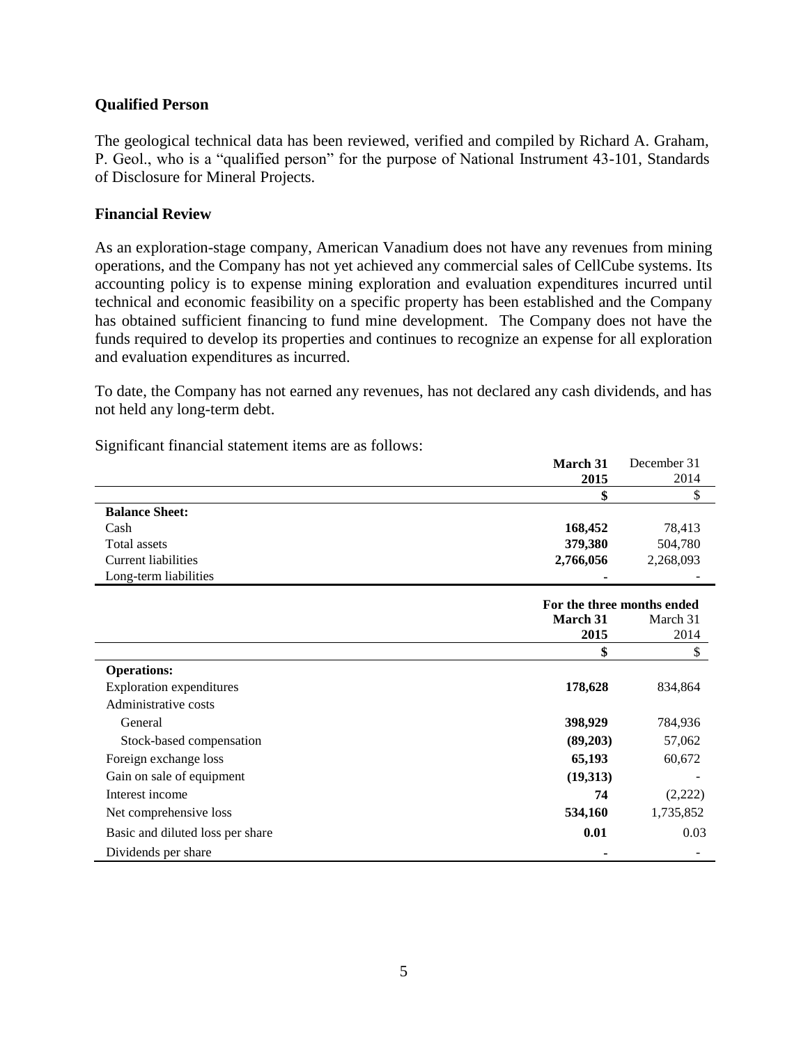## Qualified Person

The geological technical data has been reviewed, verified and compiled by Richard A. Graham, P. Geol., who is a "qualified person" for the purpose of National Instrument 43-101, Standards of Disclosure for Mineral Projects.

## Financial Review

As an exploration-stage company, American Vanadium does not have any revenues from mining operations, and the Company has not yet achieved any commercial sales of CellCube systems. Its accounting policy is to expense mining exploration and evaluation expenditures incurred until technical and economic feasibility on a specific property has been established and the Company has obtained sufficient financing to fund mine development. The Company does not have the funds required to develop its properties and continues to recognize an expense for all exploration and evaluation expenditures as incurred.

To date, the Company has not earned any revenues, has not declared any cash dividends, and has not held any long-term debt.

Significant financial statement items are as follows:

| | **March 31 2015** | December 31 2014 |
|---|---|---|
| | **$** | $ |
| **Balance Sheet:** | | |
| Cash | **168,452** | 78,413 |
| Total assets | **379,380** | 504,780 |
| Current liabilities | **2,766,056** | 2,268,093 |
| Long-term liabilities | **-** | - |

| | **For the three months ended** | |
|---|---|---|
| | **March 31 2015** | March 31 2014 |
| | **$** | $ |
| **Operations:** | | |
| Exploration expenditures | **178,628** | 834,864 |
| Administrative costs | | |
| General | **398,929** | 784,936 |
| Stock-based compensation | **(89,203)** | 57,062 |
| Foreign exchange loss | **65,193** | 60,672 |
| Gain on sale of equipment | **(19,313)** | - |
| Interest income | **74** | (2,222) |
| Net comprehensive loss | **534,160** | 1,735,852 |
| Basic and diluted loss per share | **0.01** | 0.03 |
| Dividends per share | **-** | - |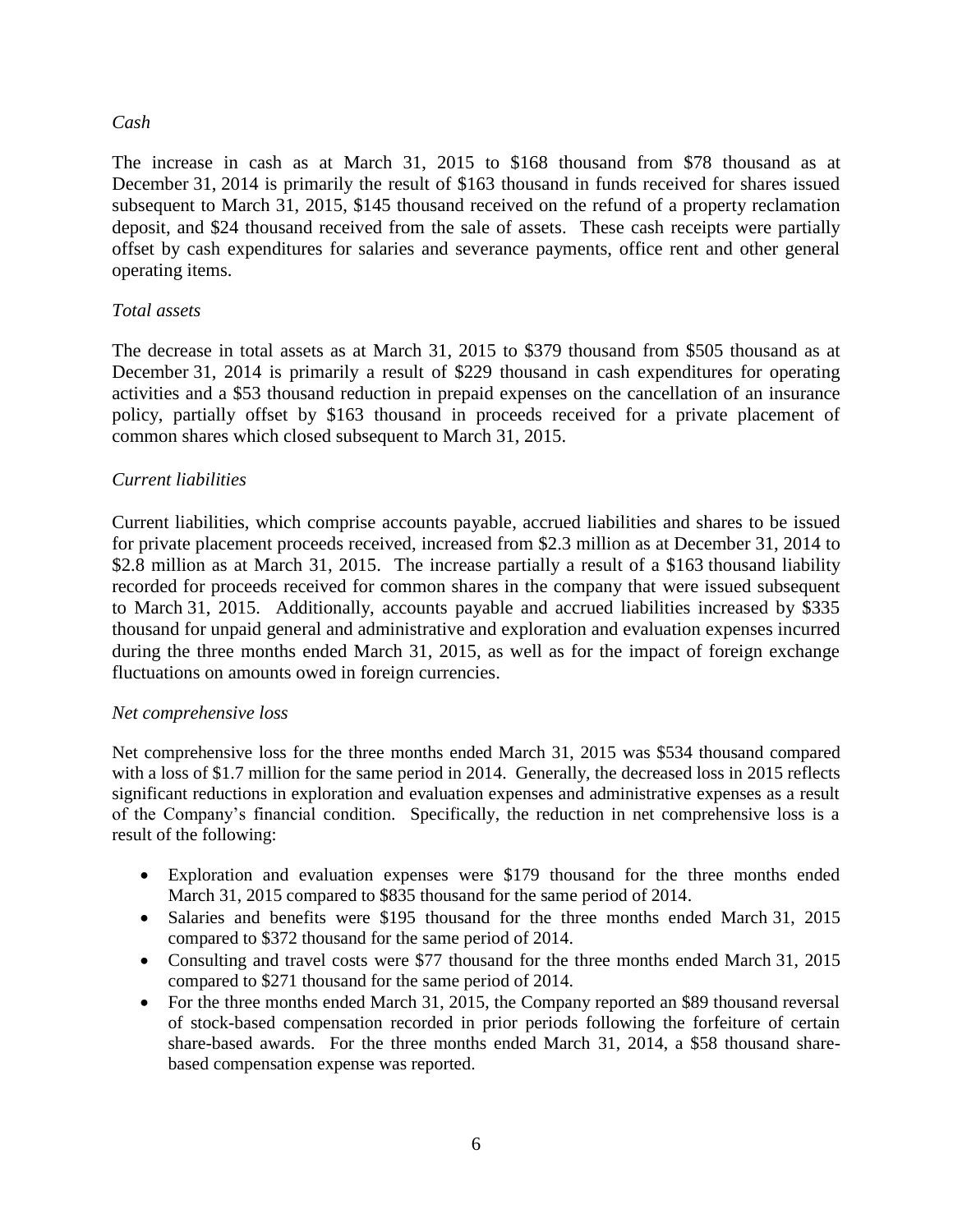*Cash*

The increase in cash as at March 31, 2015 to $168 thousand from $78 thousand as at December 31, 2014 is primarily the result of $163 thousand in funds received for shares issued subsequent to March 31, 2015, $145 thousand received on the refund of a property reclamation deposit, and $24 thousand received from the sale of assets. These cash receipts were partially offset by cash expenditures for salaries and severance payments, office rent and other general operating items.

*Total assets*

The decrease in total assets as at March 31, 2015 to $379 thousand from $505 thousand as at December 31, 2014 is primarily a result of $229 thousand in cash expenditures for operating activities and a $53 thousand reduction in prepaid expenses on the cancellation of an insurance policy, partially offset by $163 thousand in proceeds received for a private placement of common shares which closed subsequent to March 31, 2015.

*Current liabilities*

Current liabilities, which comprise accounts payable, accrued liabilities and shares to be issued for private placement proceeds received, increased from $2.3 million as at December 31, 2014 to $2.8 million as at March 31, 2015. The increase partially a result of a $163 thousand liability recorded for proceeds received for common shares in the company that were issued subsequent to March 31, 2015. Additionally, accounts payable and accrued liabilities increased by $335 thousand for unpaid general and administrative and exploration and evaluation expenses incurred during the three months ended March 31, 2015, as well as for the impact of foreign exchange fluctuations on amounts owed in foreign currencies.

*Net comprehensive loss*

Net comprehensive loss for the three months ended March 31, 2015 was $534 thousand compared with a loss of $1.7 million for the same period in 2014. Generally, the decreased loss in 2015 reflects significant reductions in exploration and evaluation expenses and administrative expenses as a result of the Company's financial condition. Specifically, the reduction in net comprehensive loss is a result of the following:

- Exploration and evaluation expenses were $179 thousand for the three months ended March 31, 2015 compared to $835 thousand for the same period of 2014.
- Salaries and benefits were $195 thousand for the three months ended March 31, 2015 compared to $372 thousand for the same period of 2014.
- Consulting and travel costs were $77 thousand for the three months ended March 31, 2015 compared to $271 thousand for the same period of 2014.
- For the three months ended March 31, 2015, the Company reported an $89 thousand reversal of stock-based compensation recorded in prior periods following the forfeiture of certain share-based awards. For the three months ended March 31, 2014, a $58 thousand share-based compensation expense was reported.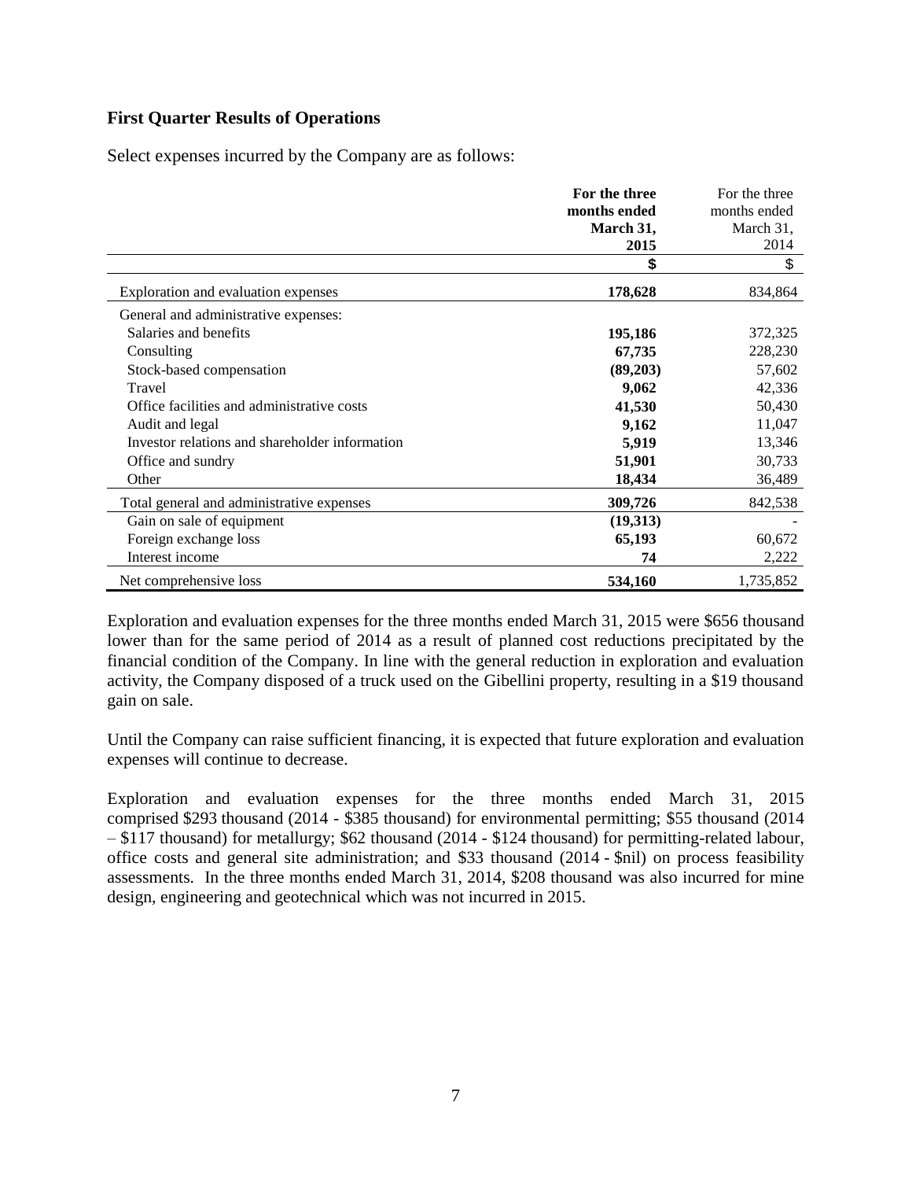### First Quarter Results of Operations

Select expenses incurred by the Company are as follows:

| | **For the three months ended March 31, 2015** | For the three months ended March 31, 2014 |
|---|---|---|
| | **$** | $ |
| Exploration and evaluation expenses | **178,628** | 834,864 |
| General and administrative expenses: | | |
| Salaries and benefits | **195,186** | 372,325 |
| Consulting | **67,735** | 228,230 |
| Stock-based compensation | **(89,203)** | 57,602 |
| Travel | **9,062** | 42,336 |
| Office facilities and administrative costs | **41,530** | 50,430 |
| Audit and legal | **9,162** | 11,047 |
| Investor relations and shareholder information | **5,919** | 13,346 |
| Office and sundry | **51,901** | 30,733 |
| Other | **18,434** | 36,489 |
| Total general and administrative expenses | **309,726** | 842,538 |
| Gain on sale of equipment | **(19,313)** | - |
| Foreign exchange loss | **65,193** | 60,672 |
| Interest income | **74** | 2,222 |
| Net comprehensive loss | **534,160** | 1,735,852 |

Exploration and evaluation expenses for the three months ended March 31, 2015 were $656 thousand lower than for the same period of 2014 as a result of planned cost reductions precipitated by the financial condition of the Company. In line with the general reduction in exploration and evaluation activity, the Company disposed of a truck used on the Gibellini property, resulting in a $19 thousand gain on sale.

Until the Company can raise sufficient financing, it is expected that future exploration and evaluation expenses will continue to decrease.

Exploration and evaluation expenses for the three months ended March 31, 2015 comprised $293 thousand (2014 - $385 thousand) for environmental permitting; $55 thousand (2014 – $117 thousand) for metallurgy; $62 thousand (2014 - $124 thousand) for permitting-related labour, office costs and general site administration; and $33 thousand (2014 - $nil) on process feasibility assessments. In the three months ended March 31, 2014, $208 thousand was also incurred for mine design, engineering and geotechnical which was not incurred in 2015.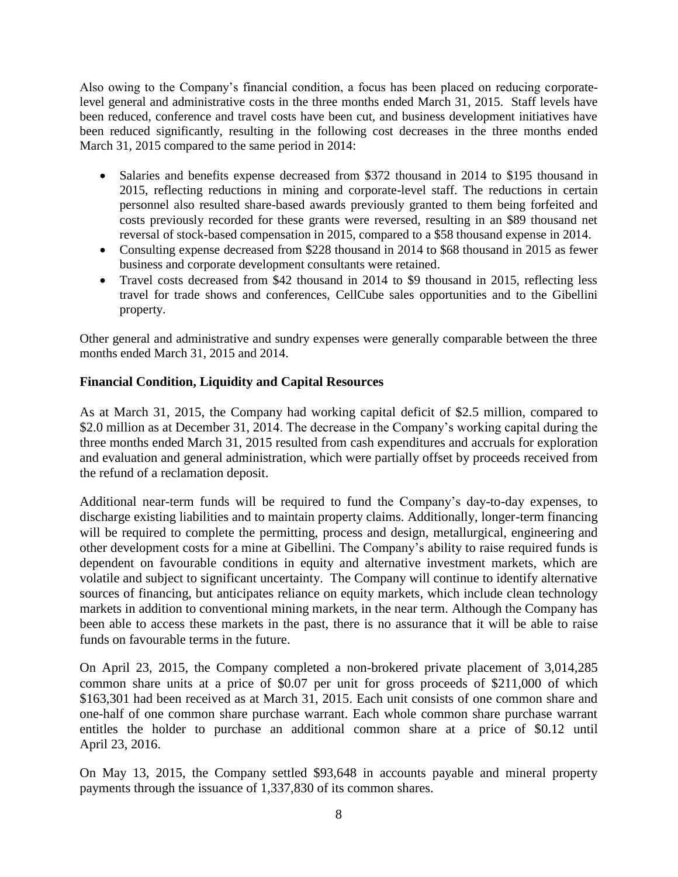Also owing to the Company's financial condition, a focus has been placed on reducing corporate-level general and administrative costs in the three months ended March 31, 2015. Staff levels have been reduced, conference and travel costs have been cut, and business development initiatives have been reduced significantly, resulting in the following cost decreases in the three months ended March 31, 2015 compared to the same period in 2014:

- Salaries and benefits expense decreased from $372 thousand in 2014 to $195 thousand in 2015, reflecting reductions in mining and corporate-level staff. The reductions in certain personnel also resulted share-based awards previously granted to them being forfeited and costs previously recorded for these grants were reversed, resulting in an $89 thousand net reversal of stock-based compensation in 2015, compared to a $58 thousand expense in 2014.
- Consulting expense decreased from $228 thousand in 2014 to $68 thousand in 2015 as fewer business and corporate development consultants were retained.
- Travel costs decreased from $42 thousand in 2014 to $9 thousand in 2015, reflecting less travel for trade shows and conferences, CellCube sales opportunities and to the Gibellini property.

Other general and administrative and sundry expenses were generally comparable between the three months ended March 31, 2015 and 2014.

## Financial Condition, Liquidity and Capital Resources

As at March 31, 2015, the Company had working capital deficit of $2.5 million, compared to $2.0 million as at December 31, 2014. The decrease in the Company's working capital during the three months ended March 31, 2015 resulted from cash expenditures and accruals for exploration and evaluation and general administration, which were partially offset by proceeds received from the refund of a reclamation deposit.

Additional near-term funds will be required to fund the Company's day-to-day expenses, to discharge existing liabilities and to maintain property claims. Additionally, longer-term financing will be required to complete the permitting, process and design, metallurgical, engineering and other development costs for a mine at Gibellini. The Company's ability to raise required funds is dependent on favourable conditions in equity and alternative investment markets, which are volatile and subject to significant uncertainty. The Company will continue to identify alternative sources of financing, but anticipates reliance on equity markets, which include clean technology markets in addition to conventional mining markets, in the near term. Although the Company has been able to access these markets in the past, there is no assurance that it will be able to raise funds on favourable terms in the future.

On April 23, 2015, the Company completed a non-brokered private placement of 3,014,285 common share units at a price of $0.07 per unit for gross proceeds of $211,000 of which $163,301 had been received as at March 31, 2015. Each unit consists of one common share and one-half of one common share purchase warrant. Each whole common share purchase warrant entitles the holder to purchase an additional common share at a price of $0.12 until April 23, 2016.

On May 13, 2015, the Company settled $93,648 in accounts payable and mineral property payments through the issuance of 1,337,830 of its common shares.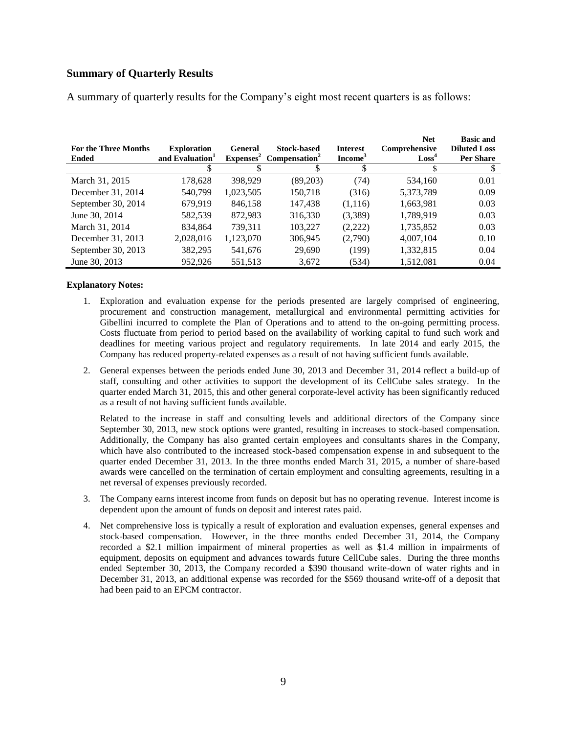## Summary of Quarterly Results

A summary of quarterly results for the Company's eight most recent quarters is as follows:

| For the Three Months Ended | Exploration and Evaluation[1] | General Expenses[2] | Stock-based Compensation[2] | Interest Income[3] | Net Comprehensive Loss[4] | Basic and Diluted Loss Per Share |
|---|---|---|---|---|---|---|
| | $ | $ | $ | $ | $ | $ |
| March 31, 2015 | 178,628 | 398,929 | (89,203) | (74) | 534,160 | 0.01 |
| December 31, 2014 | 540,799 | 1,023,505 | 150,718 | (316) | 5,373,789 | 0.09 |
| September 30, 2014 | 679,919 | 846,158 | 147,438 | (1,116) | 1,663,981 | 0.03 |
| June 30, 2014 | 582,539 | 872,983 | 316,330 | (3,389) | 1,789,919 | 0.03 |
| March 31, 2014 | 834,864 | 739,311 | 103,227 | (2,222) | 1,735,852 | 0.03 |
| December 31, 2013 | 2,028,016 | 1,123,070 | 306,945 | (2,790) | 4,007,104 | 0.10 |
| September 30, 2013 | 382,295 | 541,676 | 29,690 | (199) | 1,332,815 | 0.04 |
| June 30, 2013 | 952,926 | 551,513 | 3,672 | (534) | 1,512,081 | 0.04 |

**Explanatory Notes:**

1. Exploration and evaluation expense for the periods presented are largely comprised of engineering, procurement and construction management, metallurgical and environmental permitting activities for Gibellini incurred to complete the Plan of Operations and to attend to the on-going permitting process. Costs fluctuate from period to period based on the availability of working capital to fund such work and deadlines for meeting various project and regulatory requirements. In late 2014 and early 2015, the Company has reduced property-related expenses as a result of not having sufficient funds available.

2. General expenses between the periods ended June 30, 2013 and December 31, 2014 reflect a build-up of staff, consulting and other activities to support the development of its CellCube sales strategy. In the quarter ended March 31, 2015, this and other general corporate-level activity has been significantly reduced as a result of not having sufficient funds available.

   Related to the increase in staff and consulting levels and additional directors of the Company since September 30, 2013, new stock options were granted, resulting in increases to stock-based compensation. Additionally, the Company has also granted certain employees and consultants shares in the Company, which have also contributed to the increased stock-based compensation expense in and subsequent to the quarter ended December 31, 2013. In the three months ended March 31, 2015, a number of share-based awards were cancelled on the termination of certain employment and consulting agreements, resulting in a net reversal of expenses previously recorded.

3. The Company earns interest income from funds on deposit but has no operating revenue. Interest income is dependent upon the amount of funds on deposit and interest rates paid.

4. Net comprehensive loss is typically a result of exploration and evaluation expenses, general expenses and stock-based compensation. However, in the three months ended December 31, 2014, the Company recorded a $2.1 million impairment of mineral properties as well as $1.4 million in impairments of equipment, deposits on equipment and advances towards future CellCube sales. During the three months ended September 30, 2013, the Company recorded a $390 thousand write-down of water rights and in December 31, 2013, an additional expense was recorded for the $569 thousand write-off of a deposit that had been paid to an EPCM contractor.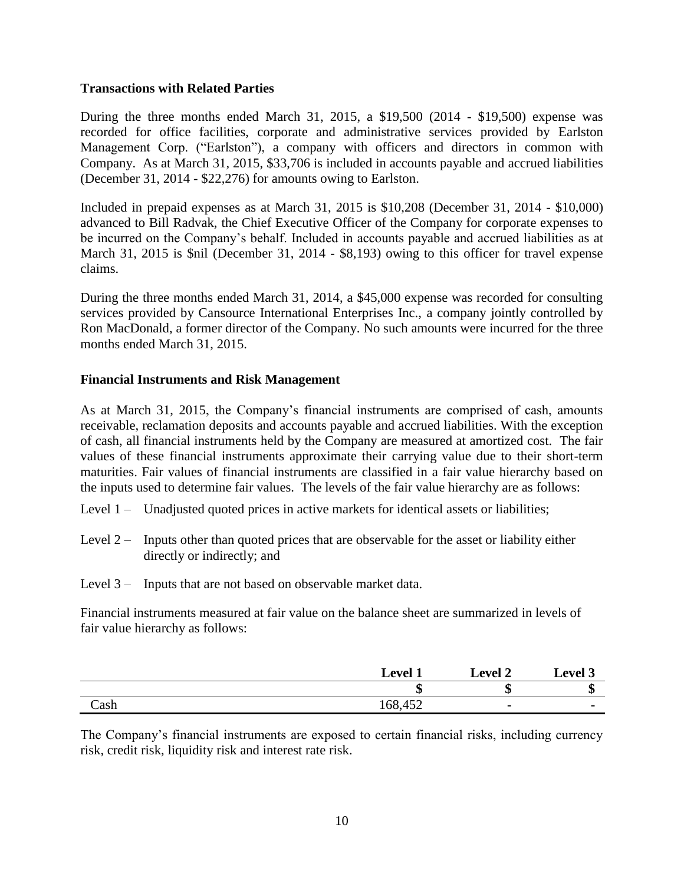## Transactions with Related Parties

During the three months ended March 31, 2015, a $19,500 (2014 - $19,500) expense was recorded for office facilities, corporate and administrative services provided by Earlston Management Corp. ("Earlston"), a company with officers and directors in common with Company. As at March 31, 2015, $33,706 is included in accounts payable and accrued liabilities (December 31, 2014 - $22,276) for amounts owing to Earlston.

Included in prepaid expenses as at March 31, 2015 is $10,208 (December 31, 2014 - $10,000) advanced to Bill Radvak, the Chief Executive Officer of the Company for corporate expenses to be incurred on the Company's behalf. Included in accounts payable and accrued liabilities as at March 31, 2015 is $nil (December 31, 2014 - $8,193) owing to this officer for travel expense claims.

During the three months ended March 31, 2014, a $45,000 expense was recorded for consulting services provided by Cansource International Enterprises Inc., a company jointly controlled by Ron MacDonald, a former director of the Company. No such amounts were incurred for the three months ended March 31, 2015.

## Financial Instruments and Risk Management

As at March 31, 2015, the Company's financial instruments are comprised of cash, amounts receivable, reclamation deposits and accounts payable and accrued liabilities. With the exception of cash, all financial instruments held by the Company are measured at amortized cost. The fair values of these financial instruments approximate their carrying value due to their short-term maturities. Fair values of financial instruments are classified in a fair value hierarchy based on the inputs used to determine fair values. The levels of the fair value hierarchy are as follows:

Level 1 – Unadjusted quoted prices in active markets for identical assets or liabilities;

Level 2 – Inputs other than quoted prices that are observable for the asset or liability either directly or indirectly; and

Level 3 – Inputs that are not based on observable market data.

Financial instruments measured at fair value on the balance sheet are summarized in levels of fair value hierarchy as follows:

| | Level 1 | Level 2 | Level 3 |
|---|---|---|---|
| | $ | $ | $ |
| Cash | 168,452 | - | - |

The Company's financial instruments are exposed to certain financial risks, including currency risk, credit risk, liquidity risk and interest rate risk.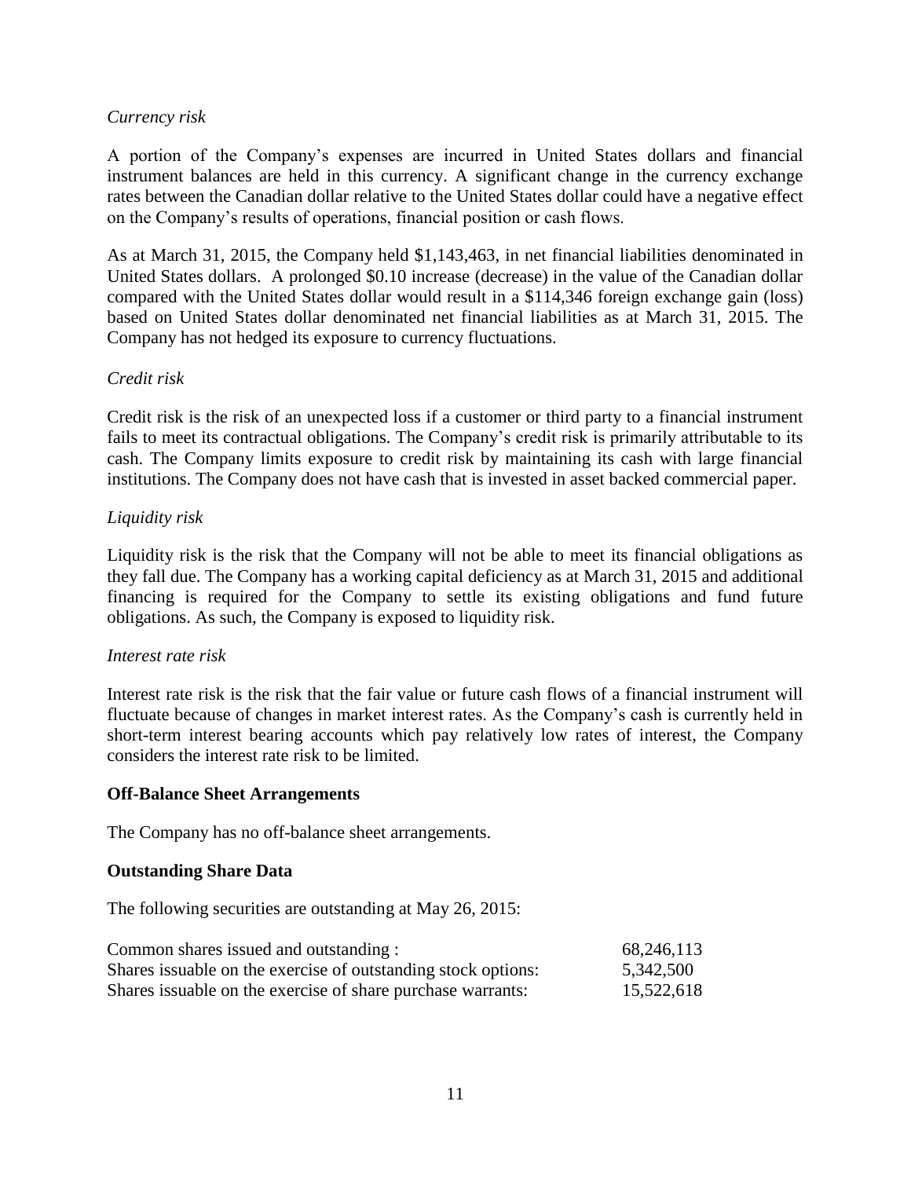*Currency risk*

A portion of the Company's expenses are incurred in United States dollars and financial instrument balances are held in this currency. A significant change in the currency exchange rates between the Canadian dollar relative to the United States dollar could have a negative effect on the Company's results of operations, financial position or cash flows.

As at March 31, 2015, the Company held $1,143,463, in net financial liabilities denominated in United States dollars. A prolonged $0.10 increase (decrease) in the value of the Canadian dollar compared with the United States dollar would result in a $114,346 foreign exchange gain (loss) based on United States dollar denominated net financial liabilities as at March 31, 2015. The Company has not hedged its exposure to currency fluctuations.

*Credit risk*

Credit risk is the risk of an unexpected loss if a customer or third party to a financial instrument fails to meet its contractual obligations. The Company's credit risk is primarily attributable to its cash. The Company limits exposure to credit risk by maintaining its cash with large financial institutions. The Company does not have cash that is invested in asset backed commercial paper.

*Liquidity risk*

Liquidity risk is the risk that the Company will not be able to meet its financial obligations as they fall due. The Company has a working capital deficiency as at March 31, 2015 and additional financing is required for the Company to settle its existing obligations and fund future obligations. As such, the Company is exposed to liquidity risk.

*Interest rate risk*

Interest rate risk is the risk that the fair value or future cash flows of a financial instrument will fluctuate because of changes in market interest rates. As the Company's cash is currently held in short-term interest bearing accounts which pay relatively low rates of interest, the Company considers the interest rate risk to be limited.

**Off-Balance Sheet Arrangements**

The Company has no off-balance sheet arrangements.

**Outstanding Share Data**

The following securities are outstanding at May 26, 2015:

| | |
|---|---|
| Common shares issued and outstanding : | 68,246,113 |
| Shares issuable on the exercise of outstanding stock options: | 5,342,500 |
| Shares issuable on the exercise of share purchase warrants: | 15,522,618 |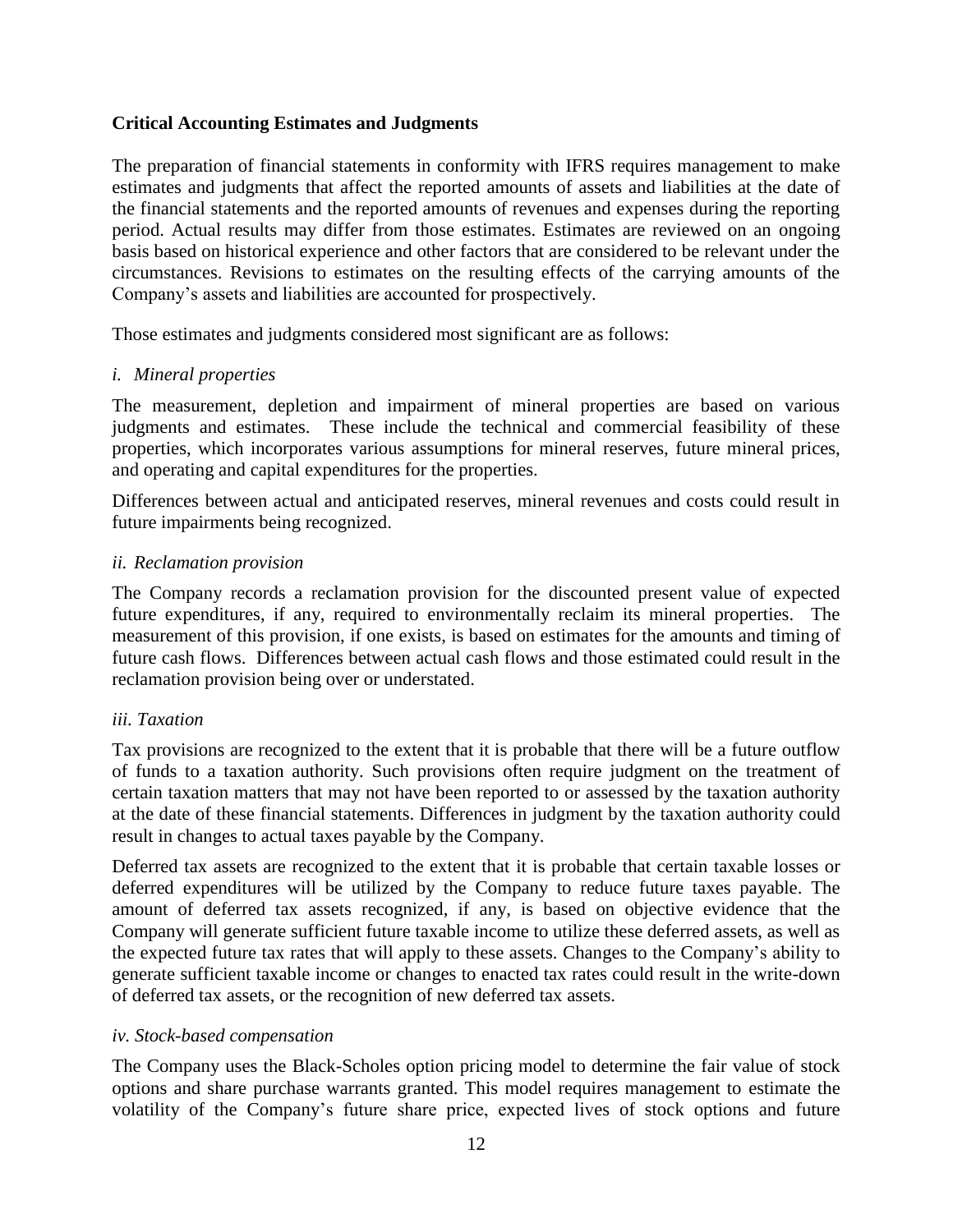**Critical Accounting Estimates and Judgments**

The preparation of financial statements in conformity with IFRS requires management to make estimates and judgments that affect the reported amounts of assets and liabilities at the date of the financial statements and the reported amounts of revenues and expenses during the reporting period. Actual results may differ from those estimates. Estimates are reviewed on an ongoing basis based on historical experience and other factors that are considered to be relevant under the circumstances. Revisions to estimates on the resulting effects of the carrying amounts of the Company's assets and liabilities are accounted for prospectively.

Those estimates and judgments considered most significant are as follows:

*i. Mineral properties*

The measurement, depletion and impairment of mineral properties are based on various judgments and estimates. These include the technical and commercial feasibility of these properties, which incorporates various assumptions for mineral reserves, future mineral prices, and operating and capital expenditures for the properties.

Differences between actual and anticipated reserves, mineral revenues and costs could result in future impairments being recognized.

*ii. Reclamation provision*

The Company records a reclamation provision for the discounted present value of expected future expenditures, if any, required to environmentally reclaim its mineral properties. The measurement of this provision, if one exists, is based on estimates for the amounts and timing of future cash flows. Differences between actual cash flows and those estimated could result in the reclamation provision being over or understated.

*iii. Taxation*

Tax provisions are recognized to the extent that it is probable that there will be a future outflow of funds to a taxation authority. Such provisions often require judgment on the treatment of certain taxation matters that may not have been reported to or assessed by the taxation authority at the date of these financial statements. Differences in judgment by the taxation authority could result in changes to actual taxes payable by the Company.

Deferred tax assets are recognized to the extent that it is probable that certain taxable losses or deferred expenditures will be utilized by the Company to reduce future taxes payable. The amount of deferred tax assets recognized, if any, is based on objective evidence that the Company will generate sufficient future taxable income to utilize these deferred assets, as well as the expected future tax rates that will apply to these assets. Changes to the Company's ability to generate sufficient taxable income or changes to enacted tax rates could result in the write-down of deferred tax assets, or the recognition of new deferred tax assets.

*iv. Stock-based compensation*

The Company uses the Black-Scholes option pricing model to determine the fair value of stock options and share purchase warrants granted. This model requires management to estimate the volatility of the Company's future share price, expected lives of stock options and future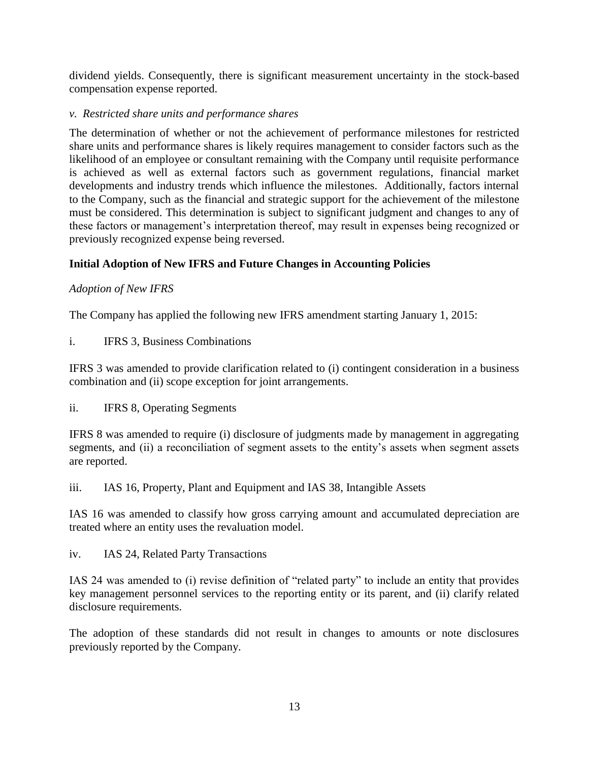dividend yields. Consequently, there is significant measurement uncertainty in the stock-based compensation expense reported.

*v. Restricted share units and performance shares*

The determination of whether or not the achievement of performance milestones for restricted share units and performance shares is likely requires management to consider factors such as the likelihood of an employee or consultant remaining with the Company until requisite performance is achieved as well as external factors such as government regulations, financial market developments and industry trends which influence the milestones. Additionally, factors internal to the Company, such as the financial and strategic support for the achievement of the milestone must be considered. This determination is subject to significant judgment and changes to any of these factors or management's interpretation thereof, may result in expenses being recognized or previously recognized expense being reversed.

**Initial Adoption of New IFRS and Future Changes in Accounting Policies**

*Adoption of New IFRS*

The Company has applied the following new IFRS amendment starting January 1, 2015:

i. IFRS 3, Business Combinations

IFRS 3 was amended to provide clarification related to (i) contingent consideration in a business combination and (ii) scope exception for joint arrangements.

ii. IFRS 8, Operating Segments

IFRS 8 was amended to require (i) disclosure of judgments made by management in aggregating segments, and (ii) a reconciliation of segment assets to the entity's assets when segment assets are reported.

iii. IAS 16, Property, Plant and Equipment and IAS 38, Intangible Assets

IAS 16 was amended to classify how gross carrying amount and accumulated depreciation are treated where an entity uses the revaluation model.

iv. IAS 24, Related Party Transactions

IAS 24 was amended to (i) revise definition of "related party" to include an entity that provides key management personnel services to the reporting entity or its parent, and (ii) clarify related disclosure requirements.

The adoption of these standards did not result in changes to amounts or note disclosures previously reported by the Company.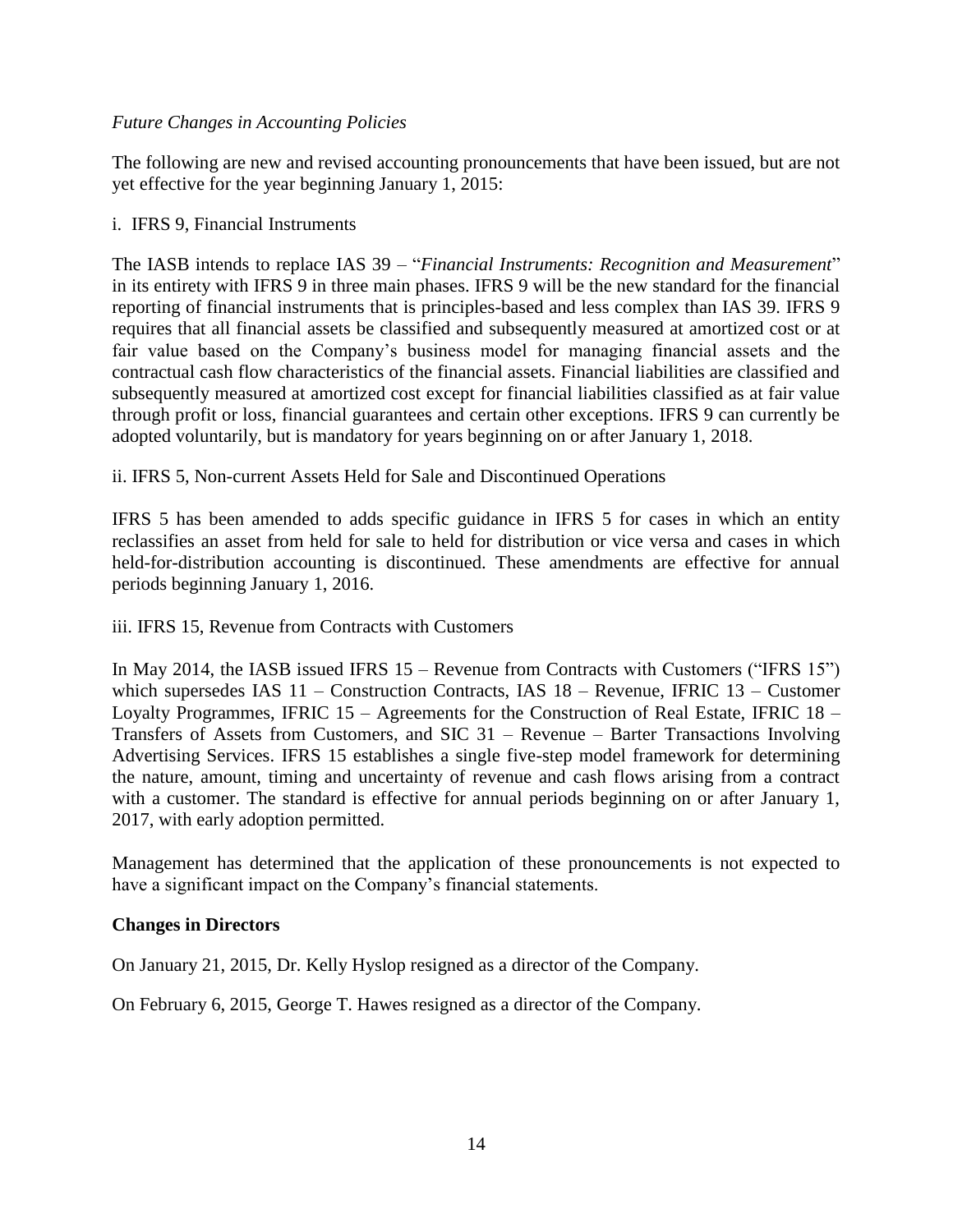*Future Changes in Accounting Policies*

The following are new and revised accounting pronouncements that have been issued, but are not yet effective for the year beginning January 1, 2015:

i. IFRS 9, Financial Instruments

The IASB intends to replace IAS 39 – "*Financial Instruments: Recognition and Measurement*" in its entirety with IFRS 9 in three main phases. IFRS 9 will be the new standard for the financial reporting of financial instruments that is principles-based and less complex than IAS 39. IFRS 9 requires that all financial assets be classified and subsequently measured at amortized cost or at fair value based on the Company's business model for managing financial assets and the contractual cash flow characteristics of the financial assets. Financial liabilities are classified and subsequently measured at amortized cost except for financial liabilities classified as at fair value through profit or loss, financial guarantees and certain other exceptions. IFRS 9 can currently be adopted voluntarily, but is mandatory for years beginning on or after January 1, 2018.

ii. IFRS 5, Non-current Assets Held for Sale and Discontinued Operations

IFRS 5 has been amended to adds specific guidance in IFRS 5 for cases in which an entity reclassifies an asset from held for sale to held for distribution or vice versa and cases in which held-for-distribution accounting is discontinued. These amendments are effective for annual periods beginning January 1, 2016.

iii. IFRS 15, Revenue from Contracts with Customers

In May 2014, the IASB issued IFRS 15 – Revenue from Contracts with Customers ("IFRS 15") which supersedes IAS 11 – Construction Contracts, IAS 18 – Revenue, IFRIC 13 – Customer Loyalty Programmes, IFRIC 15 – Agreements for the Construction of Real Estate, IFRIC 18 – Transfers of Assets from Customers, and SIC 31 – Revenue – Barter Transactions Involving Advertising Services. IFRS 15 establishes a single five-step model framework for determining the nature, amount, timing and uncertainty of revenue and cash flows arising from a contract with a customer. The standard is effective for annual periods beginning on or after January 1, 2017, with early adoption permitted.

Management has determined that the application of these pronouncements is not expected to have a significant impact on the Company's financial statements.

**Changes in Directors**

On January 21, 2015, Dr. Kelly Hyslop resigned as a director of the Company.

On February 6, 2015, George T. Hawes resigned as a director of the Company.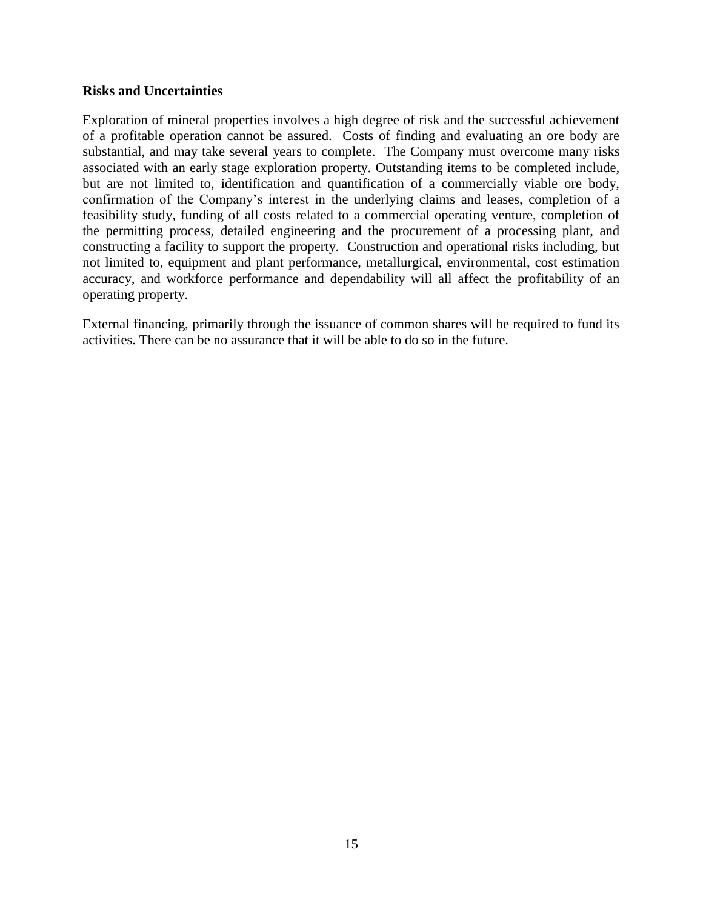**Risks and Uncertainties**

Exploration of mineral properties involves a high degree of risk and the successful achievement of a profitable operation cannot be assured. Costs of finding and evaluating an ore body are substantial, and may take several years to complete. The Company must overcome many risks associated with an early stage exploration property. Outstanding items to be completed include, but are not limited to, identification and quantification of a commercially viable ore body, confirmation of the Company's interest in the underlying claims and leases, completion of a feasibility study, funding of all costs related to a commercial operating venture, completion of the permitting process, detailed engineering and the procurement of a processing plant, and constructing a facility to support the property. Construction and operational risks including, but not limited to, equipment and plant performance, metallurgical, environmental, cost estimation accuracy, and workforce performance and dependability will all affect the profitability of an operating property.

External financing, primarily through the issuance of common shares will be required to fund its activities. There can be no assurance that it will be able to do so in the future.